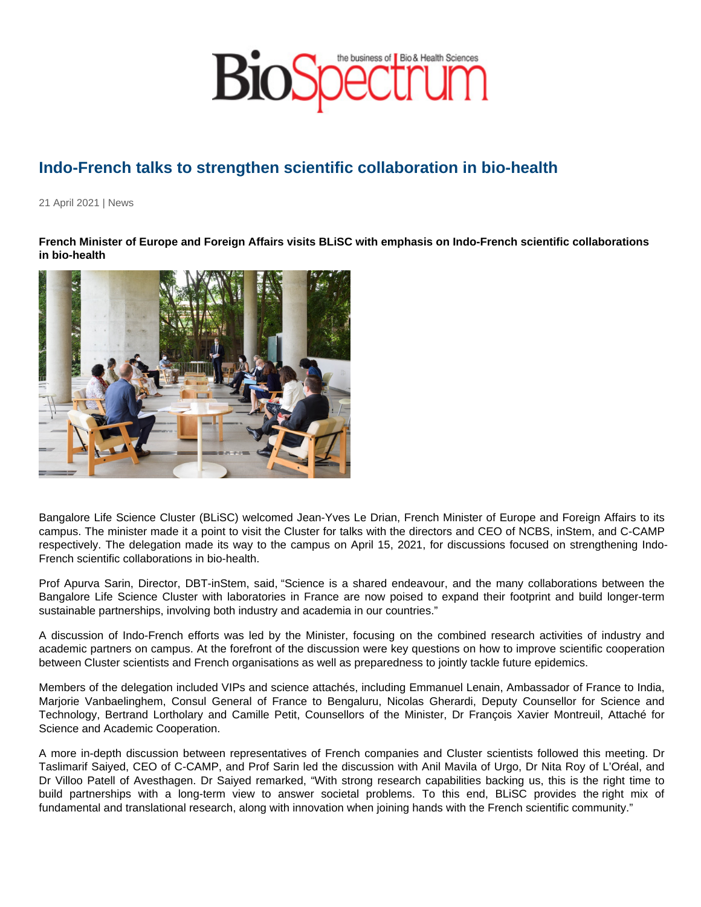# Indo-French talks to strengthen scientific collaboration in bio-health

21 April 2021 | News

**French Minister of Europe and Foreign Affairs visits BLiSC with emphasis on Indo-French scientific collaborations in bio-health**

Bangalore Life Science Cluster (BLiSC) welcomed Jean-Yves Le Drian, French Minister of Europe and Foreign Affairs to its campus. The minister made it a point to visit the Cluster for talks with the directors and CEO of NCBS, inStem, and C-CAMP respectively. The delegation made its way to the campus on April 15, 2021, for discussions focused on strengthening Indo-French scientific collaborations in bio-health.

Prof Apurva Sarin, Director, DBT-inStem, said, "Science is a shared endeavour, and the many collaborations between the Bangalore Life Science Cluster with laboratories in France are now poised to expand their footprint and build longer-term sustainable partnerships, involving both industry and academia in our countries."

A discussion of Indo-French efforts was led by the Minister, focusing on the combined research activities of industry and academic partners on campus. At the forefront of the discussion were key questions on how to improve scientific cooperation between Cluster scientists and French organisations as well as preparedness to jointly tackle future epidemics.

Members of the delegation included VIPs and science attachés, including Emmanuel Lenain, Ambassador of France to India, Marjorie Vanbaelinghem, Consul General of France to Bengaluru, Nicolas Gherardi, Deputy Counsellor for Science and Technology, Bertrand Lortholary and Camille Petit, Counsellors of the Minister, Dr François Xavier Montreuil, Attaché for Science and Academic Cooperation.

A more in-depth discussion between representatives of French companies and Cluster scientists followed this meeting. Dr Taslimarif Saiyed, CEO of C-CAMP, and Prof Sarin led the discussion with Anil Mavila of Urgo, Dr Nita Roy of L'Oréal, and Dr Villoo Patell of Avesthagen. Dr Saiyed remarked, "With strong research capabilities backing us, this is the right time to build partnerships with a long-term view to answer societal problems. To this end, BLiSC provides the right mix of fundamental and translational research, along with innovation when joining hands with the French scientific community."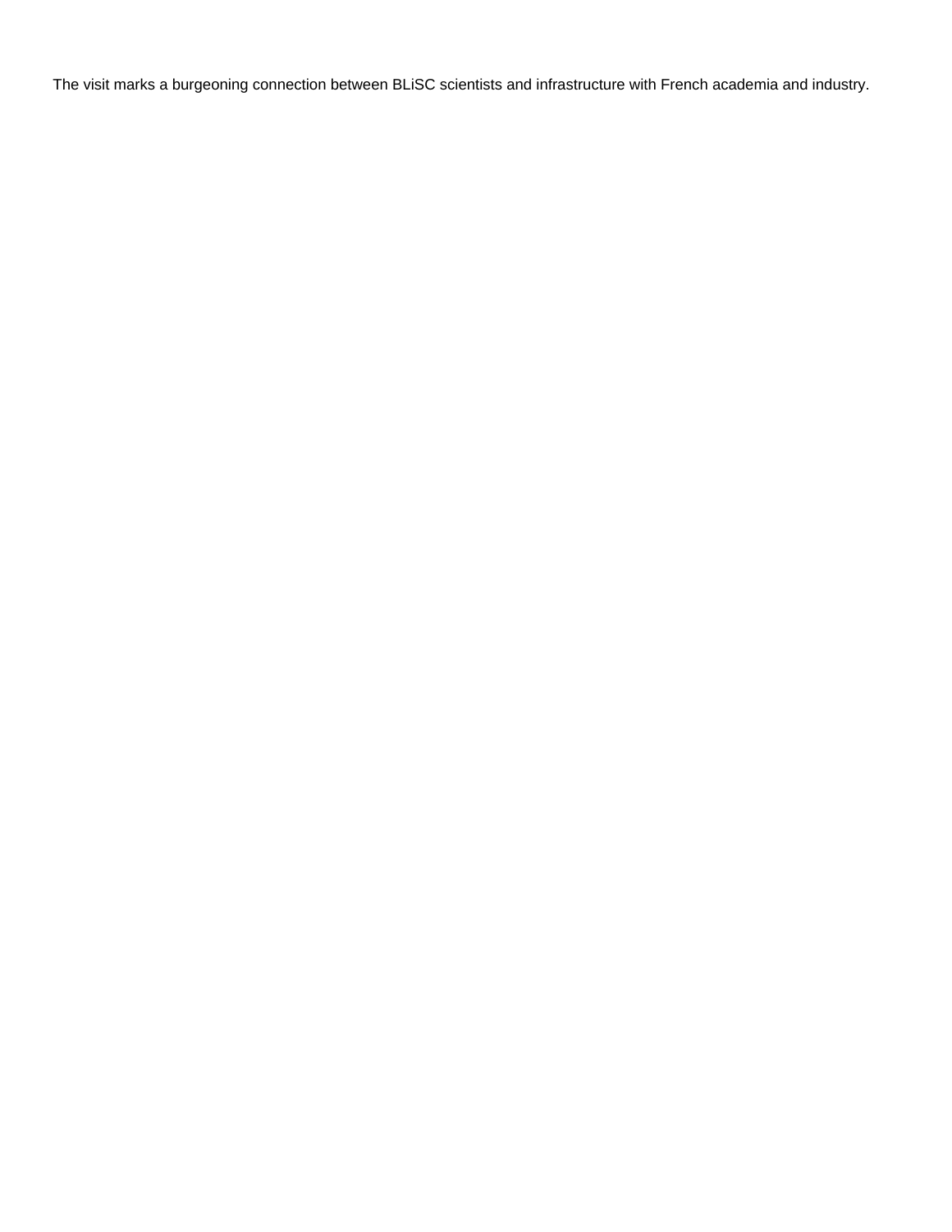The visit marks a burgeoning connection between BLiSC scientists and infrastructure with French academia and industry.